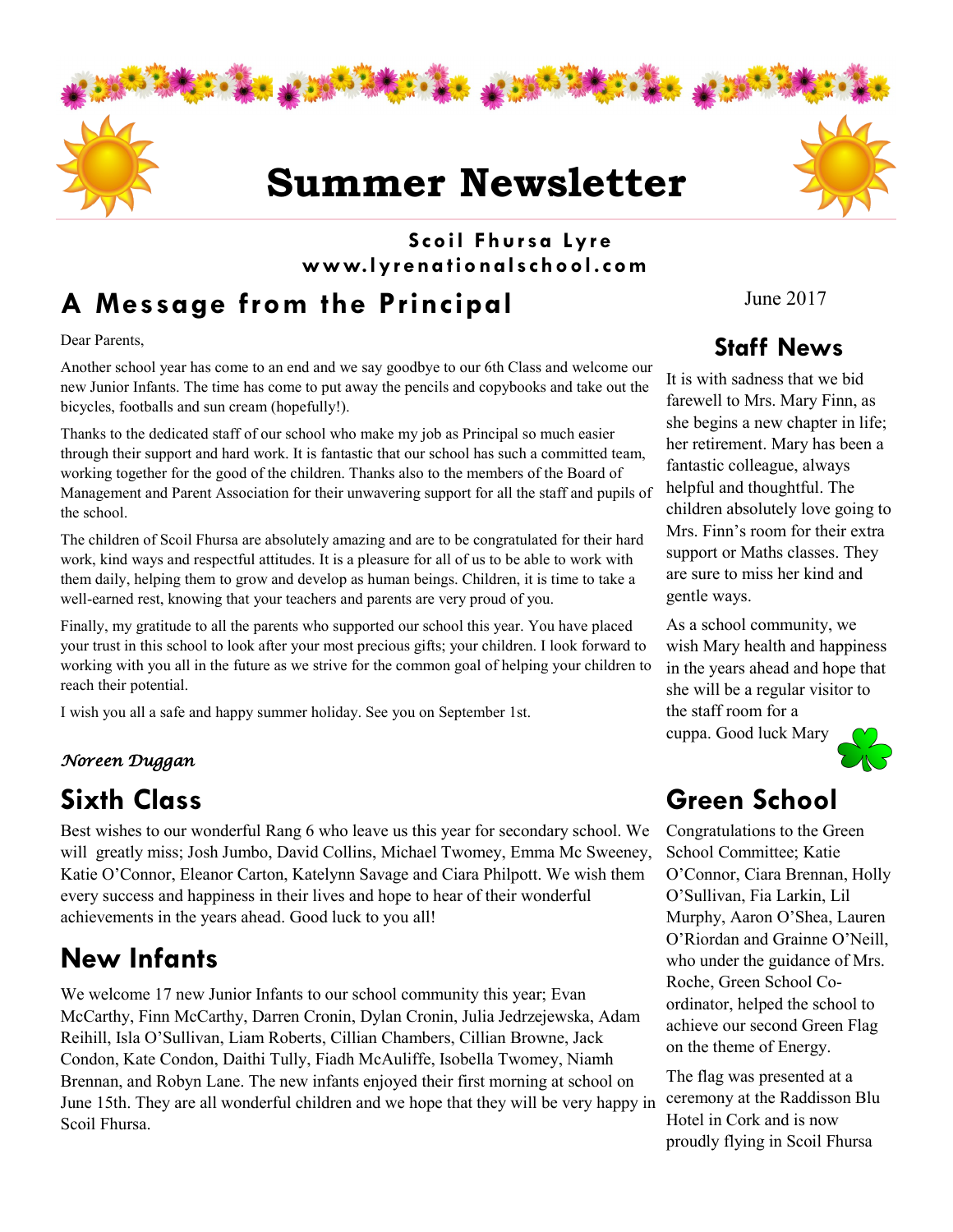# Summer Newsletter

**Scoil Fhursa Lyre**
**www.lyrenationalschool.com**

June 2017

## A Message from the Principal

Dear Parents,

Another school year has come to an end and we say goodbye to our 6th Class and welcome our new Junior Infants. The time has come to put away the pencils and copybooks and take out the bicycles, footballs and sun cream (hopefully!).

Thanks to the dedicated staff of our school who make my job as Principal so much easier through their support and hard work. It is fantastic that our school has such a committed team, working together for the good of the children. Thanks also to the members of the Board of Management and Parent Association for their unwavering support for all the staff and pupils of the school.

The children of Scoil Fhursa are absolutely amazing and are to be congratulated for their hard work, kind ways and respectful attitudes. It is a pleasure for all of us to be able to work with them daily, helping them to grow and develop as human beings. Children, it is time to take a well-earned rest, knowing that your teachers and parents are very proud of you.

Finally, my gratitude to all the parents who supported our school this year. You have placed your trust in this school to look after your most precious gifts; your children. I look forward to working with you all in the future as we strive for the common goal of helping your children to reach their potential.

I wish you all a safe and happy summer holiday. See you on September 1st.

*Noreen Duggan*

## Sixth Class

Best wishes to our wonderful Rang 6 who leave us this year for secondary school. We will greatly miss; Josh Jumbo, David Collins, Michael Twomey, Emma Mc Sweeney, Katie O'Connor, Eleanor Carton, Katelynn Savage and Ciara Philpott. We wish them every success and happiness in their lives and hope to hear of their wonderful achievements in the years ahead. Good luck to you all!

## New Infants

We welcome 17 new Junior Infants to our school community this year; Evan McCarthy, Finn McCarthy, Darren Cronin, Dylan Cronin, Julia Jedrzejewska, Adam Reihill, Isla O'Sullivan, Liam Roberts, Cillian Chambers, Cillian Browne, Jack Condon, Kate Condon, Daithi Tully, Fiadh McAuliffe, Isobella Twomey, Niamh Brennan, and Robyn Lane. The new infants enjoyed their first morning at school on June 15th. They are all wonderful children and we hope that they will be very happy in Scoil Fhursa.

## Staff News

It is with sadness that we bid farewell to Mrs. Mary Finn, as she begins a new chapter in life; her retirement. Mary has been a fantastic colleague, always helpful and thoughtful. The children absolutely love going to Mrs. Finn's room for their extra support or Maths classes. They are sure to miss her kind and gentle ways.

As a school community, we wish Mary health and happiness in the years ahead and hope that she will be a regular visitor to the staff room for a cuppa. Good luck Mary

## Green School

Congratulations to the Green School Committee; Katie O'Connor, Ciara Brennan, Holly O'Sullivan, Fia Larkin, Lil Murphy, Aaron O'Shea, Lauren O'Riordan and Grainne O'Neill, who under the guidance of Mrs. Roche, Green School Co-ordinator, helped the school to achieve our second Green Flag on the theme of Energy.

The flag was presented at a ceremony at the Raddisson Blu Hotel in Cork and is now proudly flying in Scoil Fhursa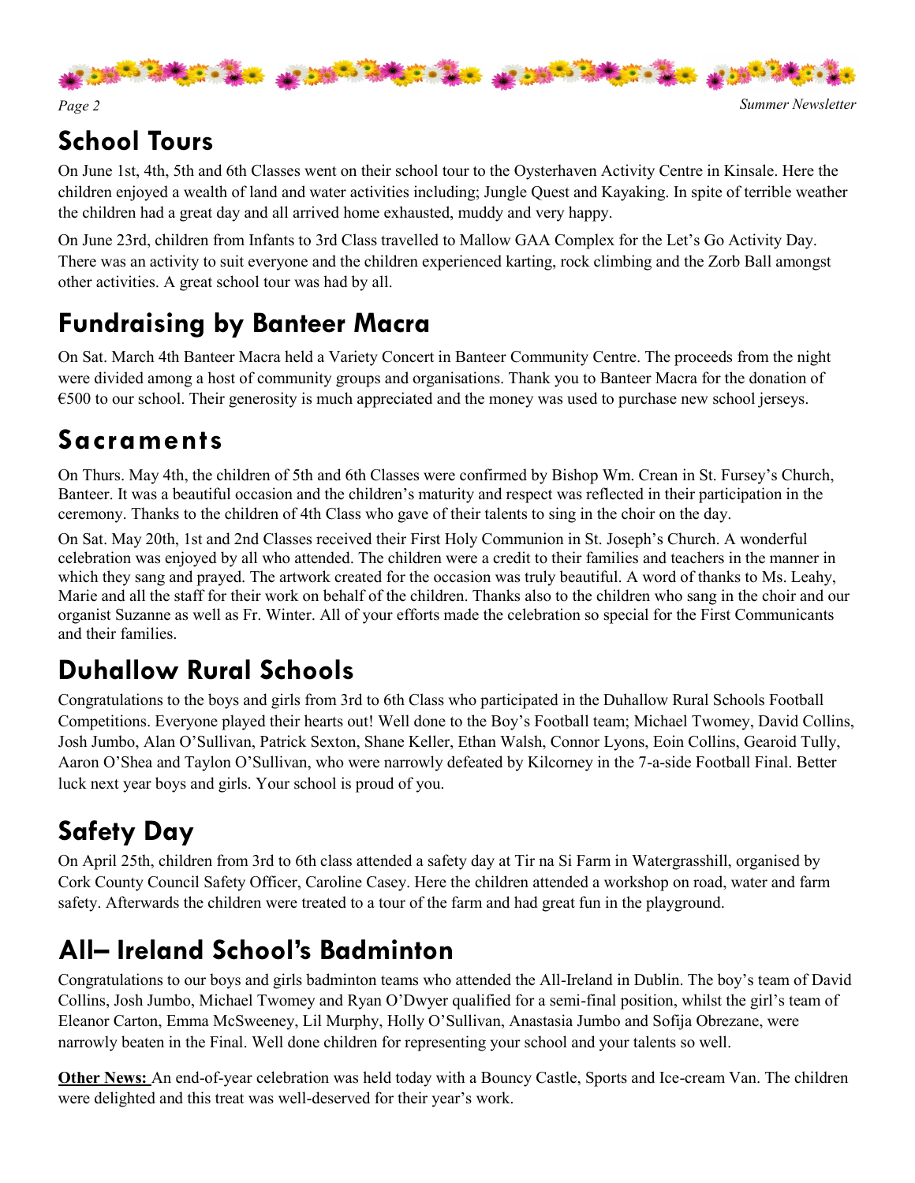## School Tours

On June 1st, 4th, 5th and 6th Classes went on their school tour to the Oysterhaven Activity Centre in Kinsale. Here the children enjoyed a wealth of land and water activities including; Jungle Quest and Kayaking. In spite of terrible weather the children had a great day and all arrived home exhausted, muddy and very happy.

On June 23rd, children from Infants to 3rd Class travelled to Mallow GAA Complex for the Let's Go Activity Day. There was an activity to suit everyone and the children experienced karting, rock climbing and the Zorb Ball amongst other activities. A great school tour was had by all.

## Fundraising by Banteer Macra

On Sat. March 4th Banteer Macra held a Variety Concert in Banteer Community Centre. The proceeds from the night were divided among a host of community groups and organisations. Thank you to Banteer Macra for the donation of €500 to our school. Their generosity is much appreciated and the money was used to purchase new school jerseys.

## Sacraments

On Thurs. May 4th, the children of 5th and 6th Classes were confirmed by Bishop Wm. Crean in St. Fursey's Church, Banteer. It was a beautiful occasion and the children's maturity and respect was reflected in their participation in the ceremony. Thanks to the children of 4th Class who gave of their talents to sing in the choir on the day.

On Sat. May 20th, 1st and 2nd Classes received their First Holy Communion in St. Joseph's Church. A wonderful celebration was enjoyed by all who attended. The children were a credit to their families and teachers in the manner in which they sang and prayed. The artwork created for the occasion was truly beautiful. A word of thanks to Ms. Leahy, Marie and all the staff for their work on behalf of the children. Thanks also to the children who sang in the choir and our organist Suzanne as well as Fr. Winter. All of your efforts made the celebration so special for the First Communicants and their families.

## Duhallow Rural Schools

Congratulations to the boys and girls from 3rd to 6th Class who participated in the Duhallow Rural Schools Football Competitions. Everyone played their hearts out! Well done to the Boy's Football team; Michael Twomey, David Collins, Josh Jumbo, Alan O'Sullivan, Patrick Sexton, Shane Keller, Ethan Walsh, Connor Lyons, Eoin Collins, Gearoid Tully, Aaron O'Shea and Taylon O'Sullivan, who were narrowly defeated by Kilcorney in the 7-a-side Football Final. Better luck next year boys and girls. Your school is proud of you.

## Safety Day

On April 25th, children from 3rd to 6th class attended a safety day at Tir na Si Farm in Watergrasshill, organised by Cork County Council Safety Officer, Caroline Casey. Here the children attended a workshop on road, water and farm safety. Afterwards the children were treated to a tour of the farm and had great fun in the playground.

## All– Ireland School's Badminton

Congratulations to our boys and girls badminton teams who attended the All-Ireland in Dublin. The boy's team of David Collins, Josh Jumbo, Michael Twomey and Ryan O'Dwyer qualified for a semi-final position, whilst the girl's team of Eleanor Carton, Emma McSweeney, Lil Murphy, Holly O'Sullivan, Anastasia Jumbo and Sofija Obrezane, were narrowly beaten in the Final. Well done children for representing your school and your talents so well.

**Other News:** An end-of-year celebration was held today with a Bouncy Castle, Sports and Ice-cream Van. The children were delighted and this treat was well-deserved for their year's work.